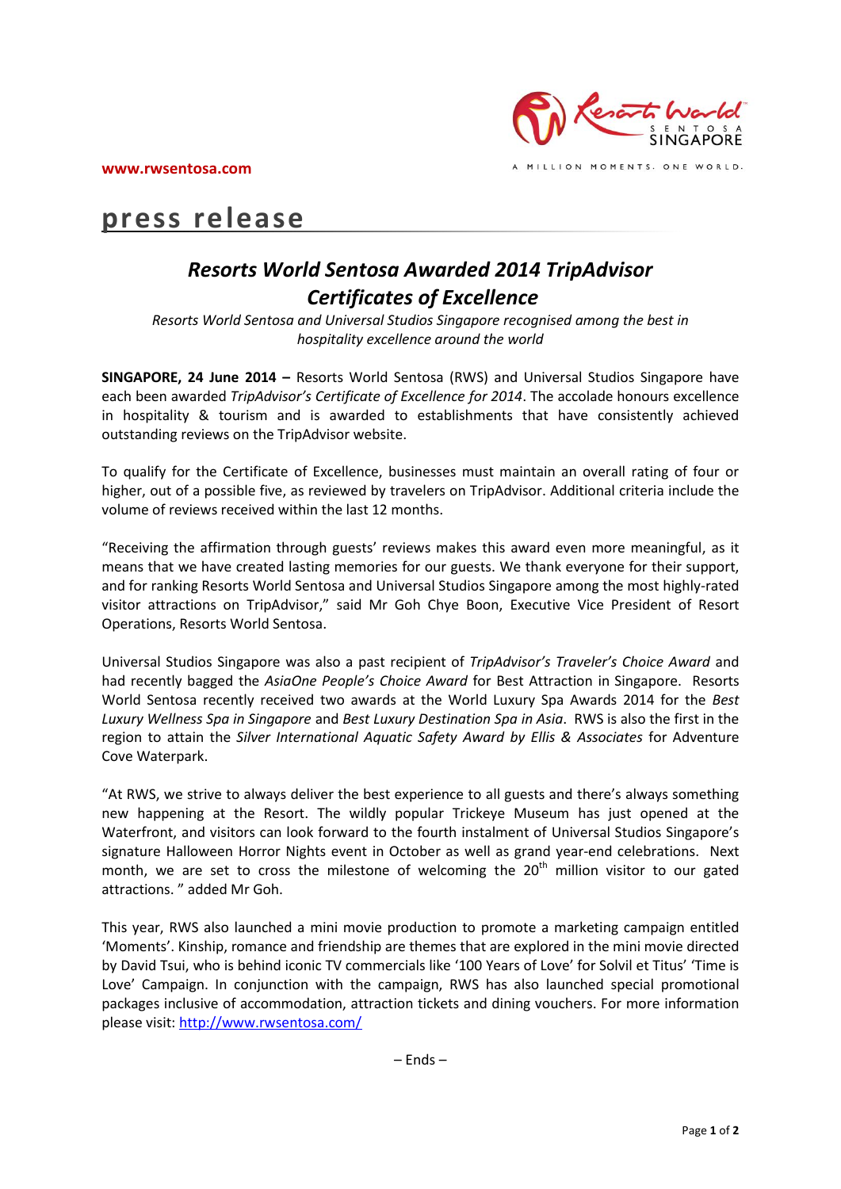www.rwsentosa.com

A MILLION MOMENTS. ONE WORLD.

# press release

## *Resorts World Sentosa Awarded 2014 TripAdvisor Certificates of Excellence*

*Resorts World Sentosa and Universal Studios Singapore recognised among the best in hospitality excellence around the world*

**SINGAPORE, 24 June 2014 –** Resorts World Sentosa (RWS) and Universal Studios Singapore have each been awarded *TripAdvisor's Certificate of Excellence for 2014*. The accolade honours excellence in hospitality & tourism and is awarded to establishments that have consistently achieved outstanding reviews on the TripAdvisor website.

To qualify for the Certificate of Excellence, businesses must maintain an overall rating of four or higher, out of a possible five, as reviewed by travelers on TripAdvisor. Additional criteria include the volume of reviews received within the last 12 months.

"Receiving the affirmation through guests' reviews makes this award even more meaningful, as it means that we have created lasting memories for our guests. We thank everyone for their support, and for ranking Resorts World Sentosa and Universal Studios Singapore among the most highly-rated visitor attractions on TripAdvisor," said Mr Goh Chye Boon, Executive Vice President of Resort Operations, Resorts World Sentosa.

Universal Studios Singapore was also a past recipient of *TripAdvisor's Traveler's Choice Award* and had recently bagged the *AsiaOne People's Choice Award* for Best Attraction in Singapore. Resorts World Sentosa recently received two awards at the World Luxury Spa Awards 2014 for the *Best Luxury Wellness Spa in Singapore* and *Best Luxury Destination Spa in Asia*. RWS is also the first in the region to attain the *Silver International Aquatic Safety Award by Ellis & Associates* for Adventure Cove Waterpark.

"At RWS, we strive to always deliver the best experience to all guests and there's always something new happening at the Resort. The wildly popular Trickeye Museum has just opened at the Waterfront, and visitors can look forward to the fourth instalment of Universal Studios Singapore's signature Halloween Horror Nights event in October as well as grand year-end celebrations. Next month, we are set to cross the milestone of welcoming the 20th million visitor to our gated attractions. " added Mr Goh.

This year, RWS also launched a mini movie production to promote a marketing campaign entitled 'Moments'. Kinship, romance and friendship are themes that are explored in the mini movie directed by David Tsui, who is behind iconic TV commercials like '100 Years of Love' for Solvil et Titus' 'Time is Love' Campaign. In conjunction with the campaign, RWS has also launched special promotional packages inclusive of accommodation, attraction tickets and dining vouchers. For more information please visit: http://www.rwsentosa.com/

– Ends –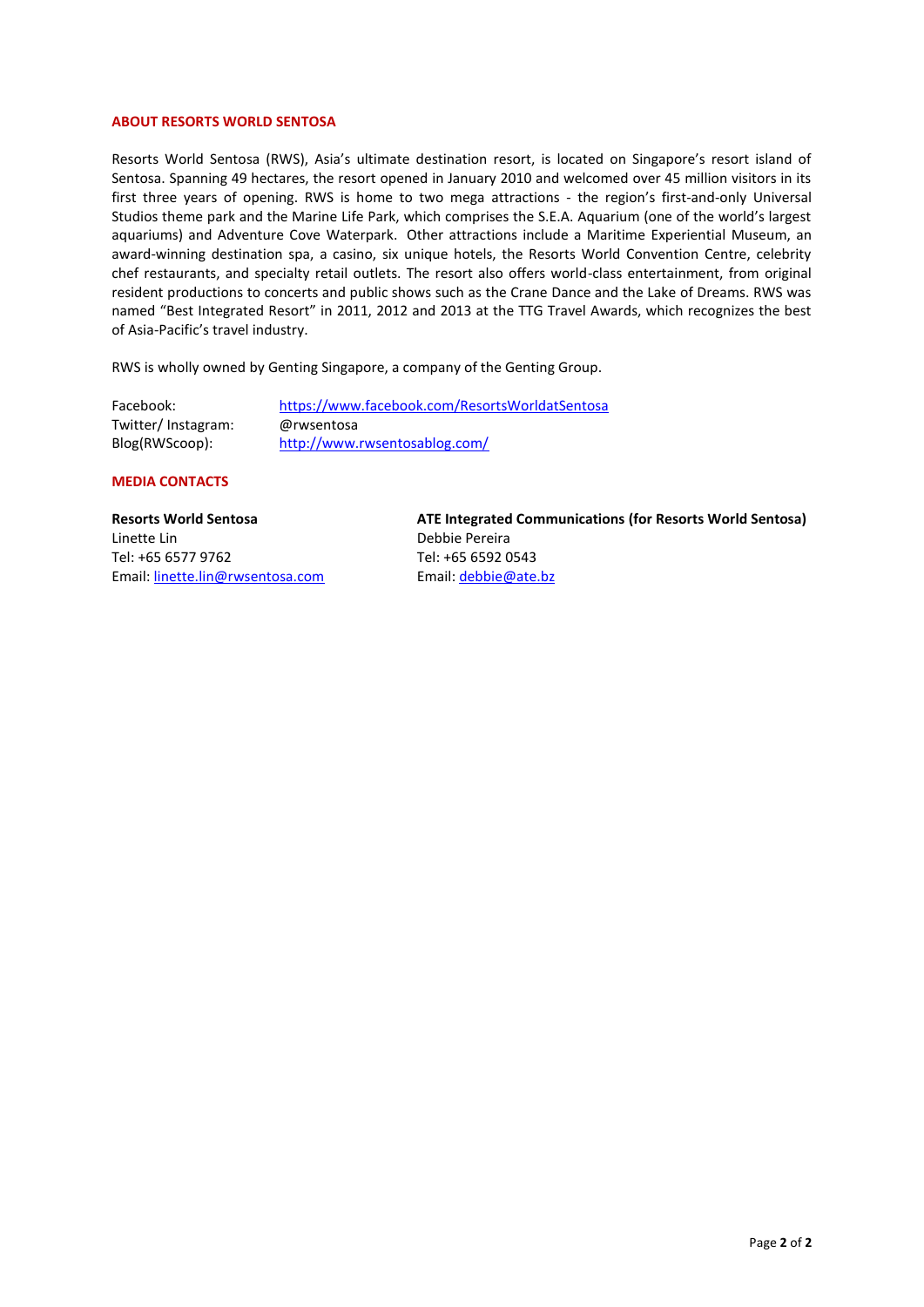## ABOUT RESORTS WORLD SENTOSA

Resorts World Sentosa (RWS), Asia's ultimate destination resort, is located on Singapore's resort island of Sentosa. Spanning 49 hectares, the resort opened in January 2010 and welcomed over 45 million visitors in its first three years of opening. RWS is home to two mega attractions - the region's first-and-only Universal Studios theme park and the Marine Life Park, which comprises the S.E.A. Aquarium (one of the world's largest aquariums) and Adventure Cove Waterpark. Other attractions include a Maritime Experiential Museum, an award-winning destination spa, a casino, six unique hotels, the Resorts World Convention Centre, celebrity chef restaurants, and specialty retail outlets. The resort also offers world-class entertainment, from original resident productions to concerts and public shows such as the Crane Dance and the Lake of Dreams. RWS was named "Best Integrated Resort" in 2011, 2012 and 2013 at the TTG Travel Awards, which recognizes the best of Asia-Pacific's travel industry.

RWS is wholly owned by Genting Singapore, a company of the Genting Group.

| | |
|---|---|
| Facebook: | https://www.facebook.com/ResortsWorldatSentosa |
| Twitter/ Instagram: | @rwsentosa |
| Blog(RWScoop): | http://www.rwsentosablog.com/ |

## MEDIA CONTACTS

**Resorts World Sentosa**
Linette Lin
Tel: +65 6577 9762
Email: linette.lin@rwsentosa.com

**ATE Integrated Communications (for Resorts World Sentosa)**
Debbie Pereira
Tel: +65 6592 0543
Email: debbie@ate.bz